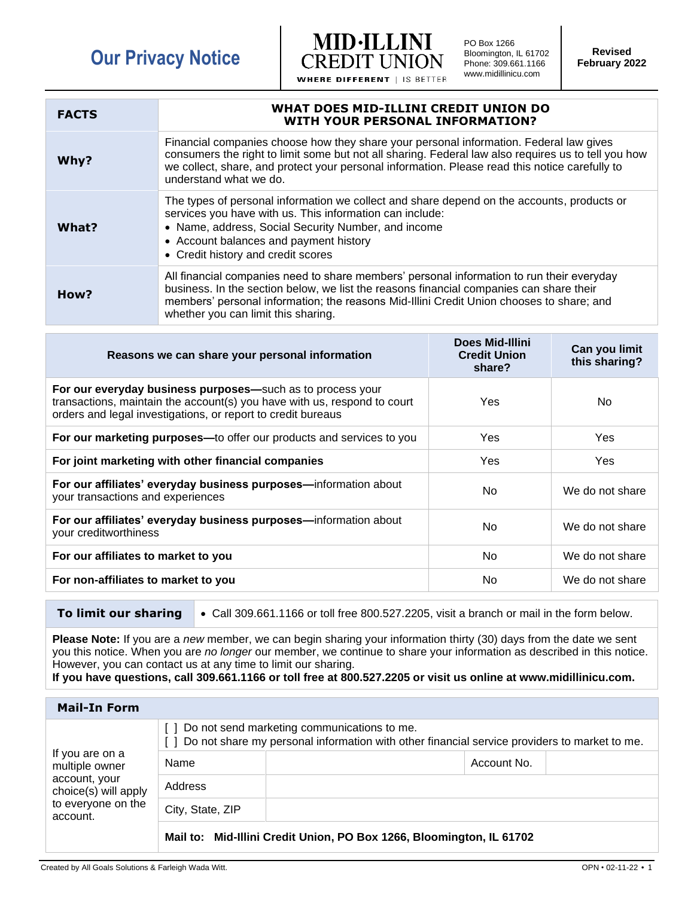# Our Privacy Notice

**MID·ILLINI CREDIT UNION**
WHERE DIFFERENT | IS BETTER

PO Box 1266
Bloomington, IL 61702
Phone: 309.661.1166
www.midillinicu.com

**Revised February 2022**

| **FACTS** | **WHAT DOES MID-ILLINI CREDIT UNION DO WITH YOUR PERSONAL INFORMATION?** |
|---|---|
| **Why?** | Financial companies choose how they share your personal information. Federal law gives consumers the right to limit some but not all sharing. Federal law also requires us to tell you how we collect, share, and protect your personal information. Please read this notice carefully to understand what we do. |
| **What?** | The types of personal information we collect and share depend on the accounts, products or services you have with us. This information can include:<br>• Name, address, Social Security Number, and income<br>• Account balances and payment history<br>• Credit history and credit scores |
| **How?** | All financial companies need to share members' personal information to run their everyday business. In the section below, we list the reasons financial companies can share their members' personal information; the reasons Mid-Illini Credit Union chooses to share; and whether you can limit this sharing. |

| Reasons we can share your personal information | Does Mid-Illini Credit Union share? | Can you limit this sharing? |
|---|---|---|
| **For our everyday business purposes—**such as to process your transactions, maintain the account(s) you have with us, respond to court orders and legal investigations, or report to credit bureaus | Yes | No |
| **For our marketing purposes—**to offer our products and services to you | Yes | Yes |
| **For joint marketing with other financial companies** | Yes | Yes |
| **For our affiliates' everyday business purposes—**information about your transactions and experiences | No | We do not share |
| **For our affiliates' everyday business purposes—**information about your creditworthiness | No | We do not share |
| **For our affiliates to market to you** | No | We do not share |
| **For non-affiliates to market to you** | No | We do not share |

| **To limit our sharing** | • Call 309.661.1166 or toll free 800.527.2205, visit a branch or mail in the form below. |
|---|---|

**Please Note:** If you are a *new* member, we can begin sharing your information thirty (30) days from the date we sent you this notice. When you are *no longer* our member, we continue to share your information as described in this notice. However, you can contact us at any time to limit our sharing.
**If you have questions, call 309.661.1166 or toll free at 800.527.2205 or visit us online at www.midillinicu.com.**

## Mail-In Form

If you are on a multiple owner account, your choice(s) will apply to everyone on the account.

[ ] Do not send marketing communications to me.
[ ] Do not share my personal information with other financial service providers to market to me.

| Name | | Account No. | |
|---|---|---|---|
| Address | | | |
| City, State, ZIP | | | |

**Mail to: Mid-Illini Credit Union, PO Box 1266, Bloomington, IL 61702**

Created by All Goals Solutions & Farleigh Wada Witt.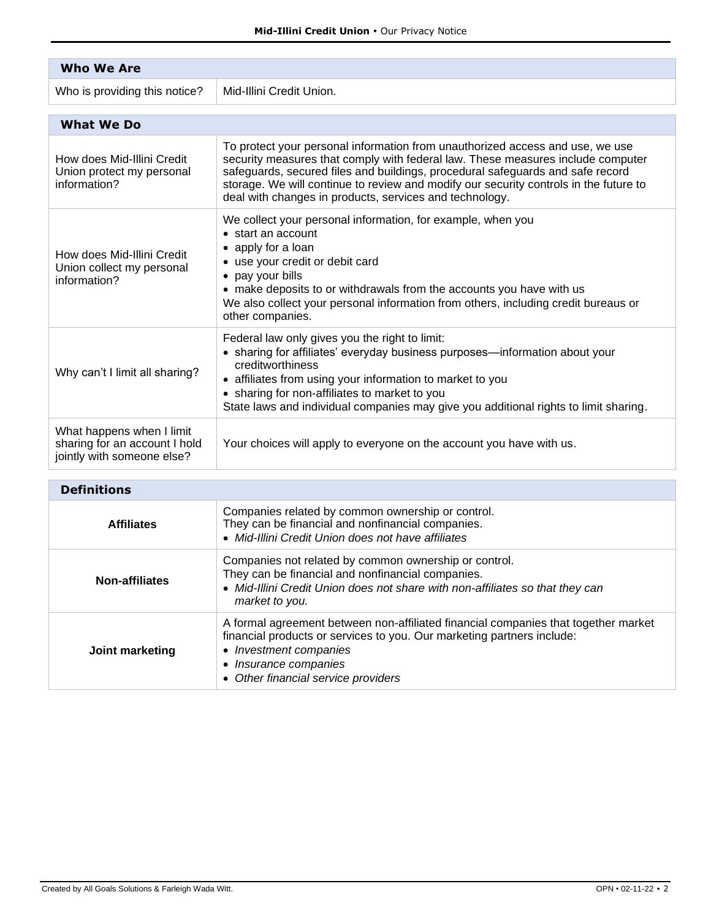| Who We Are | |
|---|---|
| Who is providing this notice? | Mid-Illini Credit Union. |

| What We Do | |
|---|---|
| How does Mid-Illini Credit Union protect my personal information? | To protect your personal information from unauthorized access and use, we use security measures that comply with federal law. These measures include computer safeguards, secured files and buildings, procedural safeguards and safe record storage. We will continue to review and modify our security controls in the future to deal with changes in products, services and technology. |
| How does Mid-Illini Credit Union collect my personal information? | We collect your personal information, for example, when you<br>• start an account<br>• apply for a loan<br>• use your credit or debit card<br>• pay your bills<br>• make deposits to or withdrawals from the accounts you have with us<br>We also collect your personal information from others, including credit bureaus or other companies. |
| Why can't I limit all sharing? | Federal law only gives you the right to limit:<br>• sharing for affiliates' everyday business purposes—information about your creditworthiness<br>• affiliates from using your information to market to you<br>• sharing for non-affiliates to market to you<br>State laws and individual companies may give you additional rights to limit sharing. |
| What happens when I limit sharing for an account I hold jointly with someone else? | Your choices will apply to everyone on the account you have with us. |

| Definitions | |
|---|---|
| **Affiliates** | Companies related by common ownership or control.<br>They can be financial and nonfinancial companies.<br>• *Mid-Illini Credit Union does not have affiliates* |
| **Non-affiliates** | Companies not related by common ownership or control.<br>They can be financial and nonfinancial companies.<br>• *Mid-Illini Credit Union does not share with non-affiliates so that they can market to you.* |
| **Joint marketing** | A formal agreement between non-affiliated financial companies that together market financial products or services to you. Our marketing partners include:<br>• *Investment companies*<br>• *Insurance companies*<br>• *Other financial service providers* |

Created by All Goals Solutions & Farleigh Wada Witt.